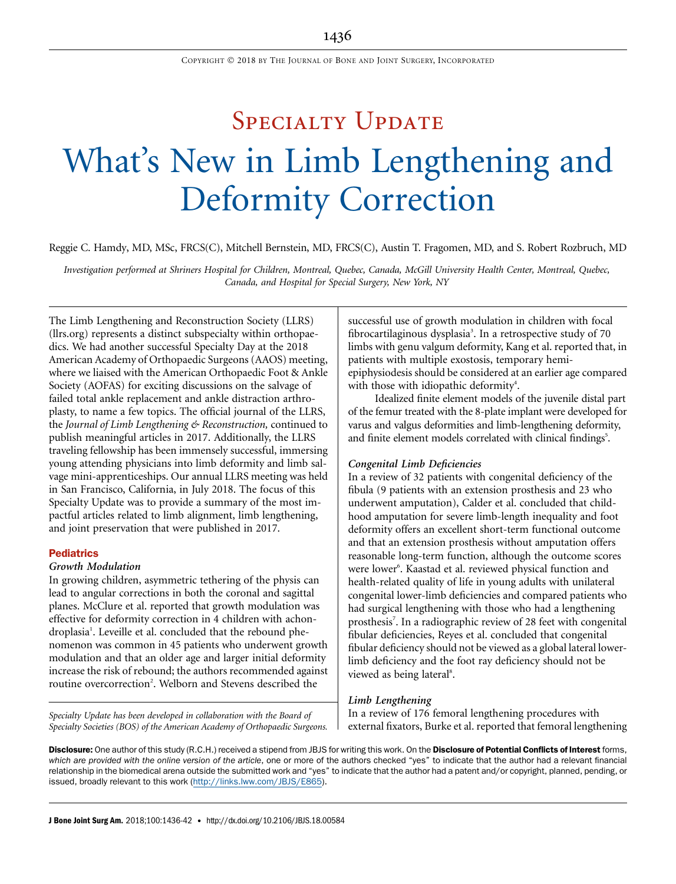# Specialty Update

# What's New in Limb Lengthening and Deformity Correction

Reggie C. Hamdy, MD, MSc, FRCS(C), Mitchell Bernstein, MD, FRCS(C), Austin T. Fragomen, MD, and S. Robert Rozbruch, MD

*Investigation performed at Shriners Hospital for Children, Montreal, Quebec, Canada, McGill University Health Center, Montreal, Quebec, Canada, and Hospital for Special Surgery, New York, NY*

The Limb Lengthening and Reconstruction Society (LLRS) (llrs.org) represents a distinct subspecialty within orthopaedics. We had another successful Specialty Day at the 2018 American Academy of Orthopaedic Surgeons (AAOS) meeting, where we liaised with the American Orthopaedic Foot & Ankle Society (AOFAS) for exciting discussions on the salvage of failed total ankle replacement and ankle distraction arthroplasty, to name a few topics. The official journal of the LLRS, the *Journal of Limb Lengthening & Reconstruction,* continued to publish meaningful articles in 2017. Additionally, the LLRS traveling fellowship has been immensely successful, immersing young attending physicians into limb deformity and limb salvage mini-apprenticeships. Our annual LLRS meeting was held in San Francisco, California, in July 2018. The focus of this Specialty Update was to provide a summary of the most impactful articles related to limb alignment, limb lengthening, and joint preservation that were published in 2017.

## Pediatrics

### Growth Modulation

In growing children, asymmetric tethering of the physis can lead to angular corrections in both the coronal and sagittal planes. McClure et al. reported that growth modulation was effective for deformity correction in 4 children with achondroplasia[1]. Leveille et al. concluded that the rebound phenomenon was common in 45 patients who underwent growth modulation and that an older age and larger initial deformity increase the risk of rebound; the authors recommended against routine overcorrection[2]. Welborn and Stevens described the successful use of growth modulation in children with focal fibrocartilaginous dysplasia[3]. In a retrospective study of 70 limbs with genu valgum deformity, Kang et al. reported that, in patients with multiple exostosis, temporary hemiepiphysiodesis should be considered at an earlier age compared with those with idiopathic deformity[4].

Idealized finite element models of the juvenile distal part of the femur treated with the 8-plate implant were developed for varus and valgus deformities and limb-lengthening deformity, and finite element models correlated with clinical findings[5].

### Congenital Limb Deficiencies

In a review of 32 patients with congenital deficiency of the fibula (9 patients with an extension prosthesis and 23 who underwent amputation), Calder et al. concluded that childhood amputation for severe limb-length inequality and foot deformity offers an excellent short-term functional outcome and that an extension prosthesis without amputation offers reasonable long-term function, although the outcome scores were lower[6]. Kaastad et al. reviewed physical function and health-related quality of life in young adults with unilateral congenital lower-limb deficiencies and compared patients who had surgical lengthening with those who had a lengthening prosthesis[7]. In a radiographic review of 28 feet with congenital fibular deficiencies, Reyes et al. concluded that congenital fibular deficiency should not be viewed as a global lateral lower-limb deficiency and the foot ray deficiency should not be viewed as being lateral[8].

### Limb Lengthening

In a review of 176 femoral lengthening procedures with external fixators, Burke et al. reported that femoral lengthening

*Specialty Update has been developed in collaboration with the Board of Specialty Societies (BOS) of the American Academy of Orthopaedic Surgeons.*

**Disclosure:** One author of this study (R.C.H.) received a stipend from JBJS for writing this work. On the **Disclosure of Potential Conflicts of Interest** forms, *which are provided with the online version of the article*, one or more of the authors checked "yes" to indicate that the author had a relevant financial relationship in the biomedical arena outside the submitted work and "yes" to indicate that the author had a patent and/or copyright, planned, pending, or issued, broadly relevant to this work (http://links.lww.com/JBJS/E865).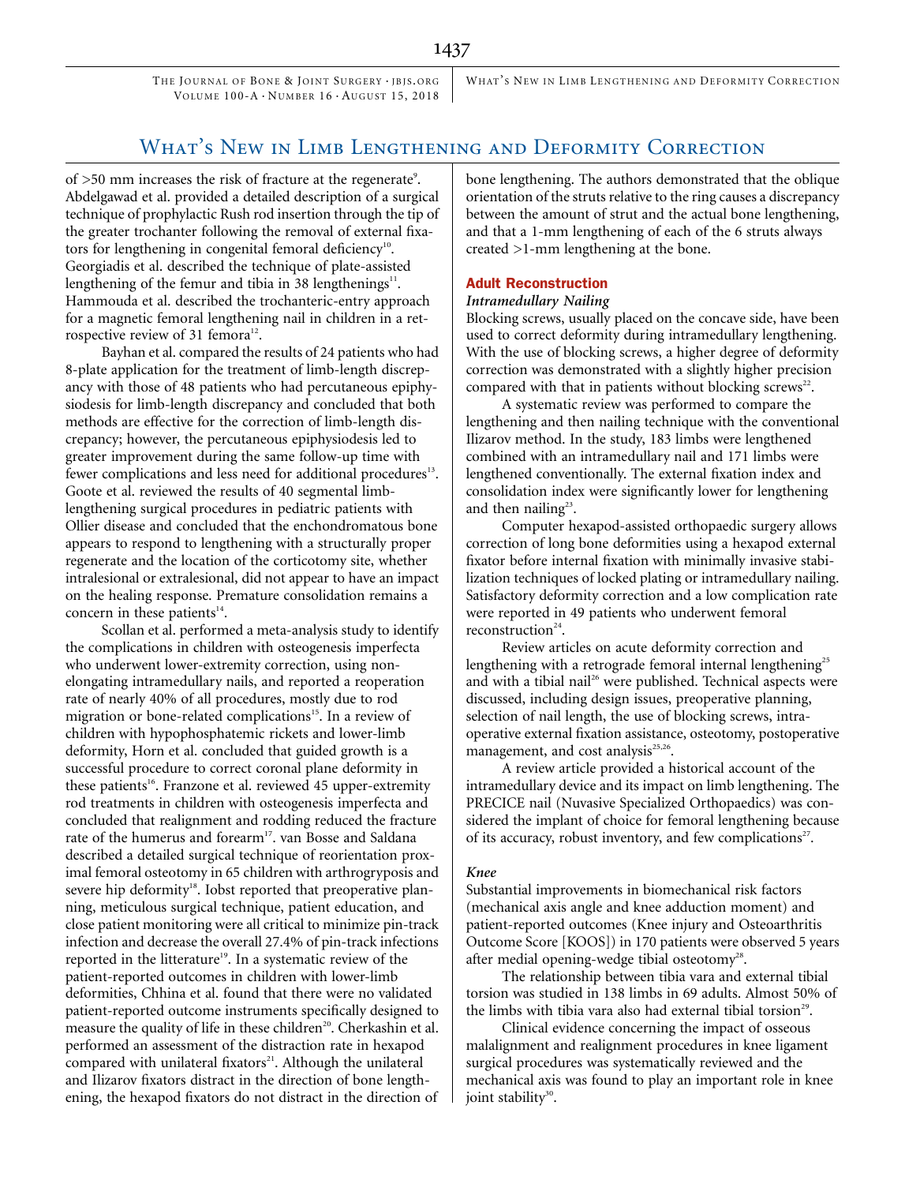of >50 mm increases the risk of fracture at the regenerate[9]. Abdelgawad et al. provided a detailed description of a surgical technique of prophylactic Rush rod insertion through the tip of the greater trochanter following the removal of external fixators for lengthening in congenital femoral deficiency[10]. Georgiadis et al. described the technique of plate-assisted lengthening of the femur and tibia in 38 lengthenings[11]. Hammouda et al. described the trochanteric-entry approach for a magnetic femoral lengthening nail in children in a retrospective review of 31 femora[12].

Bayhan et al. compared the results of 24 patients who had 8-plate application for the treatment of limb-length discrepancy with those of 48 patients who had percutaneous epiphysiodesis for limb-length discrepancy and concluded that both methods are effective for the correction of limb-length discrepancy; however, the percutaneous epiphysiodesis led to greater improvement during the same follow-up time with fewer complications and less need for additional procedures[13]. Goote et al. reviewed the results of 40 segmental limb-lengthening surgical procedures in pediatric patients with Ollier disease and concluded that the enchondromatous bone appears to respond to lengthening with a structurally proper regenerate and the location of the corticotomy site, whether intralesional or extralesional, did not appear to have an impact on the healing response. Premature consolidation remains a concern in these patients[14].

Scollan et al. performed a meta-analysis study to identify the complications in children with osteogenesis imperfecta who underwent lower-extremity correction, using non-elongating intramedullary nails, and reported a reoperation rate of nearly 40% of all procedures, mostly due to rod migration or bone-related complications[15]. In a review of children with hypophosphatemic rickets and lower-limb deformity, Horn et al. concluded that guided growth is a successful procedure to correct coronal plane deformity in these patients[16]. Franzone et al. reviewed 45 upper-extremity rod treatments in children with osteogenesis imperfecta and concluded that realignment and rodding reduced the fracture rate of the humerus and forearm[17]. van Bosse and Saldana described a detailed surgical technique of reorientation proximal femoral osteotomy in 65 children with arthrogryposis and severe hip deformity[18]. Iobst reported that preoperative planning, meticulous surgical technique, patient education, and close patient monitoring were all critical to minimize pin-track infection and decrease the overall 27.4% of pin-track infections reported in the litterature[19]. In a systematic review of the patient-reported outcomes in children with lower-limb deformities, Chhina et al. found that there were no validated patient-reported outcome instruments specifically designed to measure the quality of life in these children[20]. Cherkashin et al. performed an assessment of the distraction rate in hexapod compared with unilateral fixators[21]. Although the unilateral and Ilizarov fixators distract in the direction of bone lengthening, the hexapod fixators do not distract in the direction of bone lengthening. The authors demonstrated that the oblique orientation of the struts relative to the ring causes a discrepancy between the amount of strut and the actual bone lengthening, and that a 1-mm lengthening of each of the 6 struts always created >1-mm lengthening at the bone.

## Adult Reconstruction

### *Intramedullary Nailing*

Blocking screws, usually placed on the concave side, have been used to correct deformity during intramedullary lengthening. With the use of blocking screws, a higher degree of deformity correction was demonstrated with a slightly higher precision compared with that in patients without blocking screws[22].

A systematic review was performed to compare the lengthening and then nailing technique with the conventional Ilizarov method. In the study, 183 limbs were lengthened combined with an intramedullary nail and 171 limbs were lengthened conventionally. The external fixation index and consolidation index were significantly lower for lengthening and then nailing[23].

Computer hexapod-assisted orthopaedic surgery allows correction of long bone deformities using a hexapod external fixator before internal fixation with minimally invasive stabilization techniques of locked plating or intramedullary nailing. Satisfactory deformity correction and a low complication rate were reported in 49 patients who underwent femoral reconstruction[24].

Review articles on acute deformity correction and lengthening with a retrograde femoral internal lengthening[25] and with a tibial nail[26] were published. Technical aspects were discussed, including design issues, preoperative planning, selection of nail length, the use of blocking screws, intraoperative external fixation assistance, osteotomy, postoperative management, and cost analysis[25,26].

A review article provided a historical account of the intramedullary device and its impact on limb lengthening. The PRECICE nail (Nuvasive Specialized Orthopaedics) was considered the implant of choice for femoral lengthening because of its accuracy, robust inventory, and few complications[27].

### *Knee*

Substantial improvements in biomechanical risk factors (mechanical axis angle and knee adduction moment) and patient-reported outcomes (Knee injury and Osteoarthritis Outcome Score [KOOS]) in 170 patients were observed 5 years after medial opening-wedge tibial osteotomy[28].

The relationship between tibia vara and external tibial torsion was studied in 138 limbs in 69 adults. Almost 50% of the limbs with tibia vara also had external tibial torsion[29].

Clinical evidence concerning the impact of osseous malalignment and realignment procedures in knee ligament surgical procedures was systematically reviewed and the mechanical axis was found to play an important role in knee joint stability[30].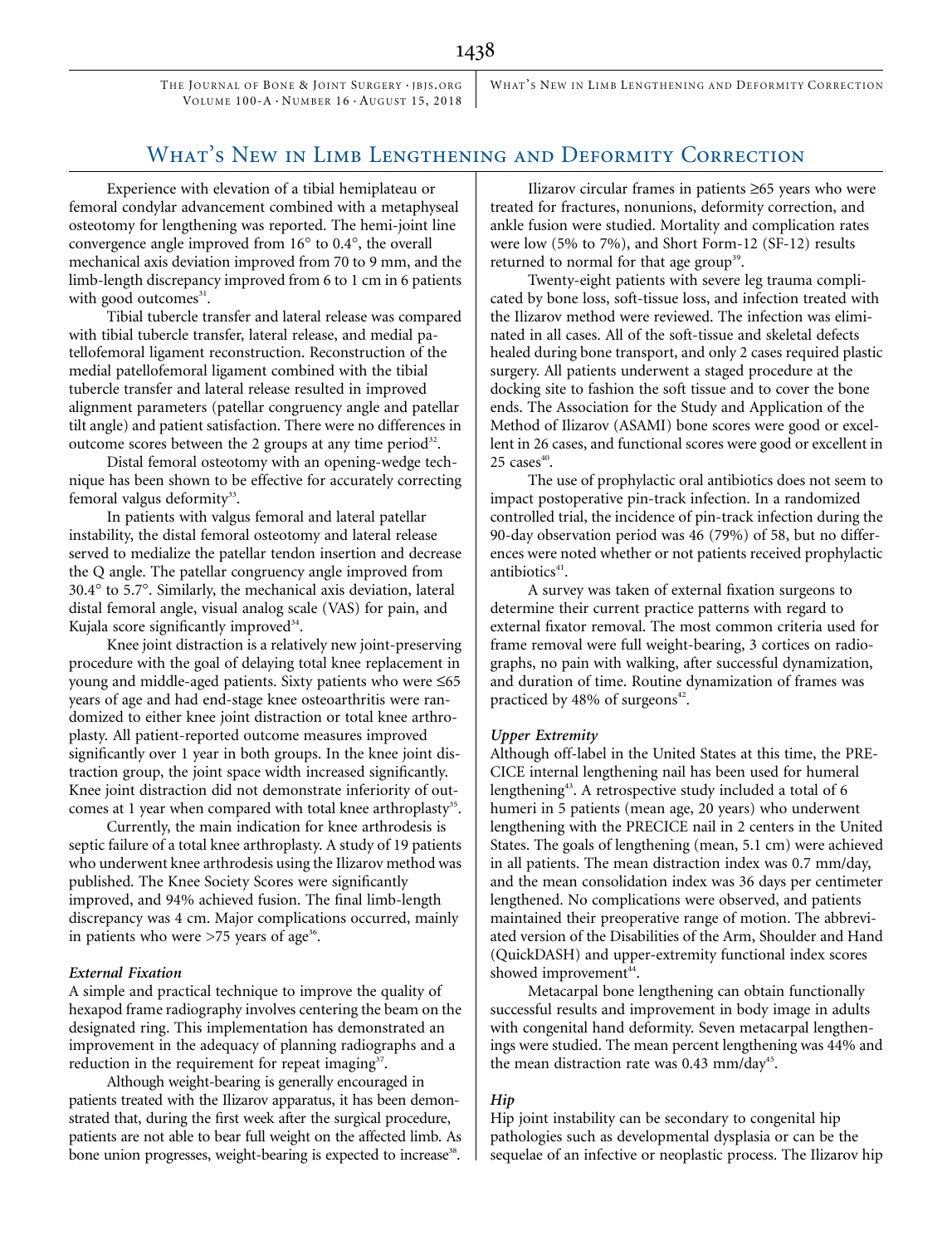Experience with elevation of a tibial hemiplateau or femoral condylar advancement combined with a metaphyseal osteotomy for lengthening was reported. The hemi-joint line convergence angle improved from 16° to 0.4°, the overall mechanical axis deviation improved from 70 to 9 mm, and the limb-length discrepancy improved from 6 to 1 cm in 6 patients with good outcomes[31].

Tibial tubercle transfer and lateral release was compared with tibial tubercle transfer, lateral release, and medial patellofemoral ligament reconstruction. Reconstruction of the medial patellofemoral ligament combined with the tibial tubercle transfer and lateral release resulted in improved alignment parameters (patellar congruency angle and patellar tilt angle) and patient satisfaction. There were no differences in outcome scores between the 2 groups at any time period[32].

Distal femoral osteotomy with an opening-wedge technique has been shown to be effective for accurately correcting femoral valgus deformity[33].

In patients with valgus femoral and lateral patellar instability, the distal femoral osteotomy and lateral release served to medialize the patellar tendon insertion and decrease the Q angle. The patellar congruency angle improved from 30.4° to 5.7°. Similarly, the mechanical axis deviation, lateral distal femoral angle, visual analog scale (VAS) for pain, and Kujala score significantly improved[34].

Knee joint distraction is a relatively new joint-preserving procedure with the goal of delaying total knee replacement in young and middle-aged patients. Sixty patients who were ≤65 years of age and had end-stage knee osteoarthritis were randomized to either knee joint distraction or total knee arthroplasty. All patient-reported outcome measures improved significantly over 1 year in both groups. In the knee joint distraction group, the joint space width increased significantly. Knee joint distraction did not demonstrate inferiority of outcomes at 1 year when compared with total knee arthroplasty[35].

Currently, the main indication for knee arthrodesis is septic failure of a total knee arthroplasty. A study of 19 patients who underwent knee arthrodesis using the Ilizarov method was published. The Knee Society Scores were significantly improved, and 94% achieved fusion. The final limb-length discrepancy was 4 cm. Major complications occurred, mainly in patients who were >75 years of age[36].

### External Fixation

A simple and practical technique to improve the quality of hexapod frame radiography involves centering the beam on the designated ring. This implementation has demonstrated an improvement in the adequacy of planning radiographs and a reduction in the requirement for repeat imaging[37].

Although weight-bearing is generally encouraged in patients treated with the Ilizarov apparatus, it has been demonstrated that, during the first week after the surgical procedure, patients are not able to bear full weight on the affected limb. As bone union progresses, weight-bearing is expected to increase[38].

Ilizarov circular frames in patients ≥65 years who were treated for fractures, nonunions, deformity correction, and ankle fusion were studied. Mortality and complication rates were low (5% to 7%), and Short Form-12 (SF-12) results returned to normal for that age group[39].

Twenty-eight patients with severe leg trauma complicated by bone loss, soft-tissue loss, and infection treated with the Ilizarov method were reviewed. The infection was eliminated in all cases. All of the soft-tissue and skeletal defects healed during bone transport, and only 2 cases required plastic surgery. All patients underwent a staged procedure at the docking site to fashion the soft tissue and to cover the bone ends. The Association for the Study and Application of the Method of Ilizarov (ASAMI) bone scores were good or excellent in 26 cases, and functional scores were good or excellent in 25 cases[40].

The use of prophylactic oral antibiotics does not seem to impact postoperative pin-track infection. In a randomized controlled trial, the incidence of pin-track infection during the 90-day observation period was 46 (79%) of 58, but no differences were noted whether or not patients received prophylactic antibiotics[41].

A survey was taken of external fixation surgeons to determine their current practice patterns with regard to external fixator removal. The most common criteria used for frame removal were full weight-bearing, 3 cortices on radiographs, no pain with walking, after successful dynamization, and duration of time. Routine dynamization of frames was practiced by 48% of surgeons[42].

### Upper Extremity

Although off-label in the United States at this time, the PRECICE internal lengthening nail has been used for humeral lengthening[43]. A retrospective study included a total of 6 humeri in 5 patients (mean age, 20 years) who underwent lengthening with the PRECICE nail in 2 centers in the United States. The goals of lengthening (mean, 5.1 cm) were achieved in all patients. The mean distraction index was 0.7 mm/day, and the mean consolidation index was 36 days per centimeter lengthened. No complications were observed, and patients maintained their preoperative range of motion. The abbreviated version of the Disabilities of the Arm, Shoulder and Hand (QuickDASH) and upper-extremity functional index scores showed improvement[44].

Metacarpal bone lengthening can obtain functionally successful results and improvement in body image in adults with congenital hand deformity. Seven metacarpal lengthenings were studied. The mean percent lengthening was 44% and the mean distraction rate was 0.43 mm/day[45].

### Hip

Hip joint instability can be secondary to congenital hip pathologies such as developmental dysplasia or can be the sequelae of an infective or neoplastic process. The Ilizarov hip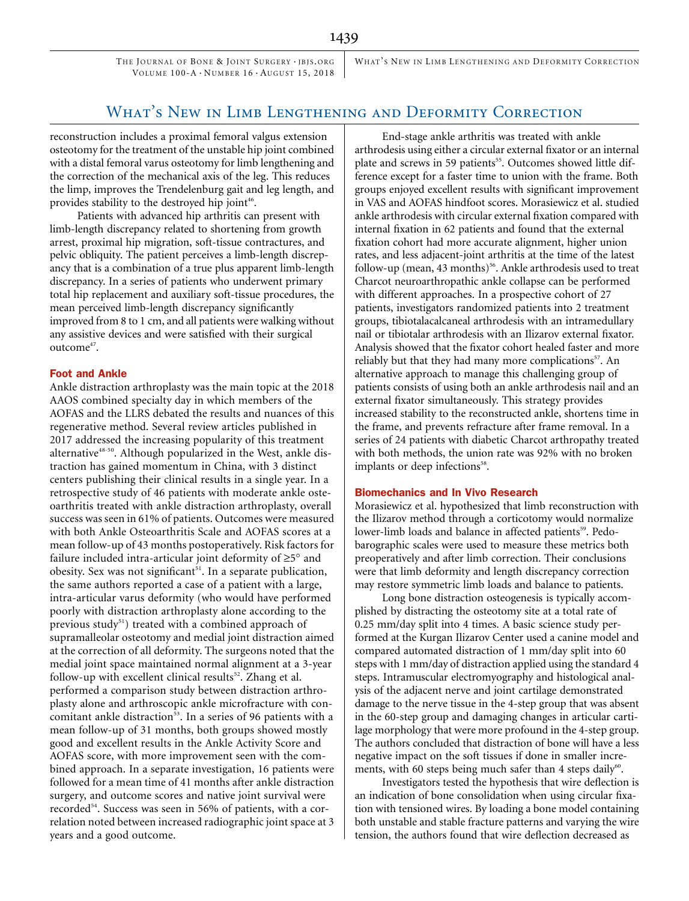reconstruction includes a proximal femoral valgus extension osteotomy for the treatment of the unstable hip joint combined with a distal femoral varus osteotomy for limb lengthening and the correction of the mechanical axis of the leg. This reduces the limp, improves the Trendelenburg gait and leg length, and provides stability to the destroyed hip joint[46].

Patients with advanced hip arthritis can present with limb-length discrepancy related to shortening from growth arrest, proximal hip migration, soft-tissue contractures, and pelvic obliquity. The patient perceives a limb-length discrepancy that is a combination of a true plus apparent limb-length discrepancy. In a series of patients who underwent primary total hip replacement and auxiliary soft-tissue procedures, the mean perceived limb-length discrepancy significantly improved from 8 to 1 cm, and all patients were walking without any assistive devices and were satisfied with their surgical outcome[47].

## Foot and Ankle

Ankle distraction arthroplasty was the main topic at the 2018 AAOS combined specialty day in which members of the AOFAS and the LLRS debated the results and nuances of this regenerative method. Several review articles published in 2017 addressed the increasing popularity of this treatment alternative[48-50]. Although popularized in the West, ankle distraction has gained momentum in China, with 3 distinct centers publishing their clinical results in a single year. In a retrospective study of 46 patients with moderate ankle osteoarthritis treated with ankle distraction arthroplasty, overall success was seen in 61% of patients. Outcomes were measured with both Ankle Osteoarthritis Scale and AOFAS scores at a mean follow-up of 43 months postoperatively. Risk factors for failure included intra-articular joint deformity of ≥5° and obesity. Sex was not significant[51]. In a separate publication, the same authors reported a case of a patient with a large, intra-articular varus deformity (who would have performed poorly with distraction arthroplasty alone according to the previous study[51]) treated with a combined approach of supramalleolar osteotomy and medial joint distraction aimed at the correction of all deformity. The surgeons noted that the medial joint space maintained normal alignment at a 3-year follow-up with excellent clinical results[52]. Zhang et al. performed a comparison study between distraction arthroplasty alone and arthroscopic ankle microfracture with concomitant ankle distraction[53]. In a series of 96 patients with a mean follow-up of 31 months, both groups showed mostly good and excellent results in the Ankle Activity Score and AOFAS score, with more improvement seen with the combined approach. In a separate investigation, 16 patients were followed for a mean time of 41 months after ankle distraction surgery, and outcome scores and native joint survival were recorded[54]. Success was seen in 56% of patients, with a correlation noted between increased radiographic joint space at 3 years and a good outcome.

End-stage ankle arthritis was treated with ankle arthrodesis using either a circular external fixator or an internal plate and screws in 59 patients[55]. Outcomes showed little difference except for a faster time to union with the frame. Both groups enjoyed excellent results with significant improvement in VAS and AOFAS hindfoot scores. Morasiewicz et al. studied ankle arthrodesis with circular external fixation compared with internal fixation in 62 patients and found that the external fixation cohort had more accurate alignment, higher union rates, and less adjacent-joint arthritis at the time of the latest follow-up (mean, 43 months)[56]. Ankle arthrodesis used to treat Charcot neuroarthropathic ankle collapse can be performed with different approaches. In a prospective cohort of 27 patients, investigators randomized patients into 2 treatment groups, tibiotalacalcaneal arthrodesis with an intramedullary nail or tibiotalar arthrodesis with an Ilizarov external fixator. Analysis showed that the fixator cohort healed faster and more reliably but that they had many more complications[57]. An alternative approach to manage this challenging group of patients consists of using both an ankle arthrodesis nail and an external fixator simultaneously. This strategy provides increased stability to the reconstructed ankle, shortens time in the frame, and prevents refracture after frame removal. In a series of 24 patients with diabetic Charcot arthropathy treated with both methods, the union rate was 92% with no broken implants or deep infections[58].

## Biomechanics and In Vivo Research

Morasiewicz et al. hypothesized that limb reconstruction with the Ilizarov method through a corticotomy would normalize lower-limb loads and balance in affected patients[59]. Pedobarographic scales were used to measure these metrics both preoperatively and after limb correction. Their conclusions were that limb deformity and length discrepancy correction may restore symmetric limb loads and balance to patients.

Long bone distraction osteogenesis is typically accomplished by distracting the osteotomy site at a total rate of 0.25 mm/day split into 4 times. A basic science study performed at the Kurgan Ilizarov Center used a canine model and compared automated distraction of 1 mm/day split into 60 steps with 1 mm/day of distraction applied using the standard 4 steps. Intramuscular electromyography and histological analysis of the adjacent nerve and joint cartilage demonstrated damage to the nerve tissue in the 4-step group that was absent in the 60-step group and damaging changes in articular cartilage morphology that were more profound in the 4-step group. The authors concluded that distraction of bone will have a less negative impact on the soft tissues if done in smaller increments, with 60 steps being much safer than 4 steps daily[60].

Investigators tested the hypothesis that wire deflection is an indication of bone consolidation when using circular fixation with tensioned wires. By loading a bone model containing both unstable and stable fracture patterns and varying the wire tension, the authors found that wire deflection decreased as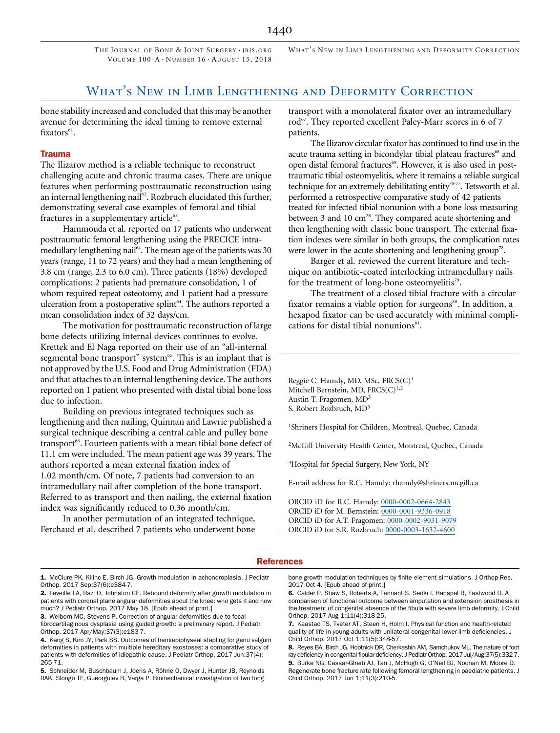bone stability increased and concluded that this may be another avenue for determining the ideal timing to remove external fixators[61].

## Trauma

The Ilizarov method is a reliable technique to reconstruct challenging acute and chronic trauma cases. There are unique features when performing posttraumatic reconstruction using an internal lengthening nail[62]. Rozbruch elucidated this further, demonstrating several case examples of femoral and tibial fractures in a supplementary article[63].

Hammouda et al. reported on 17 patients who underwent posttraumatic femoral lengthening using the PRECICE intramedullary lengthening nail[64]. The mean age of the patients was 30 years (range, 11 to 72 years) and they had a mean lengthening of 3.8 cm (range, 2.3 to 6.0 cm). Three patients (18%) developed complications: 2 patients had premature consolidation, 1 of whom required repeat osteotomy, and 1 patient had a pressure ulceration from a postoperative splint[64]. The authors reported a mean consolidation index of 32 days/cm.

The motivation for posttraumatic reconstruction of large bone defects utilizing internal devices continues to evolve. Krettek and El Naga reported on their use of an "all-internal segmental bone transport" system[65]. This is an implant that is not approved by the U.S. Food and Drug Administration (FDA) and that attaches to an internal lengthening device. The authors reported on 1 patient who presented with distal tibial bone loss due to infection.

Building on previous integrated techniques such as lengthening and then nailing, Quinnan and Lawrie published a surgical technique describing a central cable and pulley bone transport[66]. Fourteen patients with a mean tibial bone defect of 11.1 cm were included. The mean patient age was 39 years. The authors reported a mean external fixation index of 1.02 month/cm. Of note, 7 patients had conversion to an intramedullary nail after completion of the bone transport. Referred to as transport and then nailing, the external fixation index was significantly reduced to 0.36 month/cm.

In another permutation of an integrated technique, Ferchaud et al. described 7 patients who underwent bone transport with a monolateral fixator over an intramedullary rod[67]. They reported excellent Paley-Marr scores in 6 of 7 patients.

The Ilizarov circular fixator has continued to find use in the acute trauma setting in bicondylar tibial plateau fractures[68] and open distal femoral fractures[69]. However, it is also used in posttraumatic tibial osteomyelitis, where it remains a reliable surgical technique for an extremely debilitating entity[70-77]. Tetsworth et al. performed a retrospective comparative study of 42 patients treated for infected tibial nonunion with a bone loss measuring between 3 and 10 cm[78]. They compared acute shortening and then lengthening with classic bone transport. The external fixation indexes were similar in both groups, the complication rates were lower in the acute shortening and lengthening group[78].

Barger et al. reviewed the current literature and technique on antibiotic-coated interlocking intramedullary nails for the treatment of long-bone osteomyelitis[79].

The treatment of a closed tibial fracture with a circular fixator remains a viable option for surgeons[80]. In addition, a hexapod fixator can be used accurately with minimal complications for distal tibial nonunions[81].

---

Reggie C. Hamdy, MD, MSc, FRCS(C)[1]
Mitchell Bernstein, MD, FRCS(C)[1,2]
Austin T. Fragomen, MD[3]
S. Robert Rozbruch, MD[3]

[1]Shriners Hospital for Children, Montreal, Quebec, Canada

[2]McGill University Health Center, Montreal, Quebec, Canada

[3]Hospital for Special Surgery, New York, NY

E-mail address for R.C. Hamdy: rhamdy@shriners.mcgill.ca

ORCID iD for R.C. Hamdy: 0000-0002-0664-2843
ORCID iD for M. Bernstein: 0000-0001-9336-0918
ORCID iD for A.T. Fragomen: 0000-0002-9031-9079
ORCID iD for S.R. Rozbruch: 0000-0003-1632-4600

## References

1. McClure PK, Kilinc E, Birch JG. Growth modulation in achondroplasia. J Pediatr Orthop. 2017 Sep;37(6):e384-7.
2. Leveille LA, Razi O, Johnston CE. Rebound deformity after growth modulation in patients with coronal plane angular deformities about the knee: who gets it and how much? J Pediatr Orthop. 2017 May 18. [Epub ahead of print.]
3. Welborn MC, Stevens P. Correction of angular deformities due to focal fibrocartilaginous dysplasia using guided growth: a preliminary report. J Pediatr Orthop. 2017 Apr/May;37(3):e183-7.
4. Kang S, Kim JY, Park SS. Outcomes of hemiepiphyseal stapling for genu valgum deformities in patients with multiple hereditary exostoses: a comparative study of patients with deformities of idiopathic cause. J Pediatr Orthop. 2017 Jun;37(4):265-71.
5. Schneider M, Buschbaum J, Joeris A, Röhrle O, Dwyer J, Hunter JB, Reynolds RAK, Slongo TF, Gueorguiev B, Varga P. Biomechanical investigation of two long bone growth modulation techniques by finite element simulations. J Orthop Res. 2017 Oct 4. [Epub ahead of print.]
6. Calder P, Shaw S, Roberts A, Tennant S, Sedki I, Hanspal R, Eastwood D. A comparison of functional outcome between amputation and extension prosthesis in the treatment of congenital absence of the fibula with severe limb deformity. J Child Orthop. 2017 Aug 1;11(4):318-25.
7. Kaastad TS, Tveter AT, Steen H, Holm I. Physical function and health-related quality of life in young adults with unilateral congenital lower-limb deficiencies. J Child Orthop. 2017 Oct 1;11(5):348-57.
8. Reyes BA, Birch JG, Hootnick DR, Cherkashin AM, Samchukov ML. The nature of foot ray deficiency in congenital fibular deficiency. J Pediatr Orthop. 2017 Jul/Aug;37(5):332-7.
9. Burke NG, Cassar-Gheiti AJ, Tan J, McHugh G, O'Neil BJ, Noonan M, Moore D. Regenerate bone fracture rate following femoral lengthening in paediatric patients. J Child Orthop. 2017 Jun 1;11(3):210-5.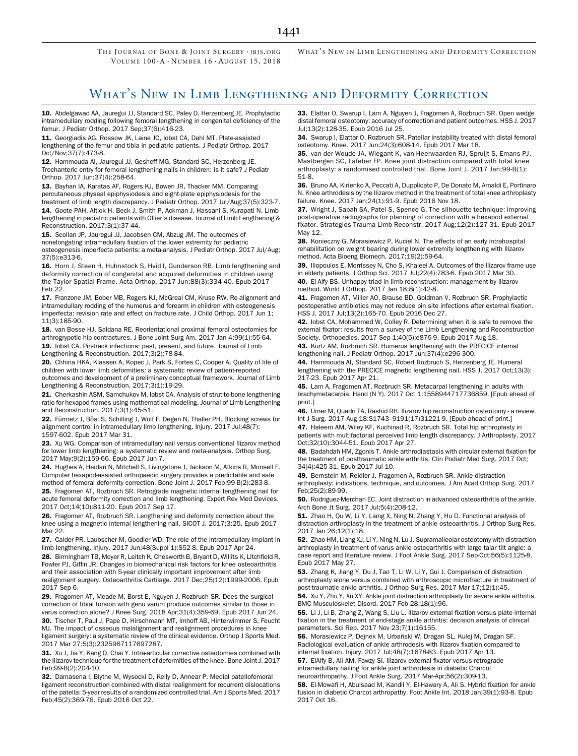# What's New in Limb Lengthening and Deformity Correction

**10.** Abdelgawad AA, Jauregui JJ, Standard SC, Paley D, Herzenberg JE. Prophylactic intramedullary rodding following femoral lengthening in congenital deficiency of the femur. J Pediatr Orthop. 2017 Sep;37(6):416-23.

**11.** Georgiadis AG, Rossow JK, Laine JC, Iobst CA, Dahl MT. Plate-assisted lengthening of the femur and tibia in pediatric patients. J Pediatr Orthop. 2017 Oct/Nov;37(7):473-8.

**12.** Hammouda AI, Jauregui JJ, Gesheff MG, Standard SC, Herzenberg JE. Trochanteric entry for femoral lengthening nails in children: is it safe? J Pediatr Orthop. 2017 Jun;37(4):258-64.

**13.** Bayhan IA, Karatas AF, Rogers KJ, Bowen JR, Thacker MM. Comparing percutaneous physeal epiphysiodesis and eight-plate epiphysiodesis for the treatment of limb length discrepancy. J Pediatr Orthop. 2017 Jul/Aug;37(5):323-7.

**14.** Goote PAH, Altiok H, Beck J, Smith P, Ackman J, Hassani S, Kurapati N. Limb lengthening in pediatric patients with Ollier's disease. Journal of Limb Lengthening & Reconstruction. 2017;3(1):37-44.

**15.** Scollan JP, Jauregui JJ, Jacobsen CM, Abzug JM. The outcomes of nonelongating intramedullary fixation of the lower extremity for pediatric osteogenesis imperfecta patients: a meta-analysis. J Pediatr Orthop. 2017 Jul/Aug;37(5):e313-6.

**16.** Horn J, Steen H, Huhnstock S, Hvid I, Gunderson RB. Limb lengthening and deformity correction of congenital and acquired deformities in children using the Taylor Spatial Frame. Acta Orthop. 2017 Jun;88(3):334-40. Epub 2017 Feb 22.

**17.** Franzone JM, Bober MB, Rogers KJ, McGreal CM, Kruse RW. Re-alignment and intramedullary rodding of the humerus and forearm in children with osteogenesis imperfecta: revision rate and effect on fracture rate. J Child Orthop. 2017 Jun 1;11(3):185-90.

**18.** van Bosse HJ, Saldana RE. Reorientational proximal femoral osteotomies for arthrogrypotic hip contractures. J Bone Joint Surg Am. 2017 Jan 4;99(1):55-64.

**19.** Iobst CA. Pin-track infections: past, present, and future. Journal of Limb Lengthening & Reconstruction. 2017;3(2):78-84.

**20.** Chhina HKA, Klassen A, Kopec J, Park S, Fortes C, Cooper A. Quality of life of children with lower limb deformities: a systematic review of patient-reported outcomes and development of a preliminary conceptual framework. Journal of Limb Lengthening & Reconstruction. 2017;3(1):19-29.

**21.** Cherkashin ASM, Samchukov M, Iobst CA. Analysis of strut-to-bone lengthening ratio for hexapod frames using mathematical modeling. Journal of Limb Lengthening and Reconstruction. 2017;3(1):45-51.

**22.** Fürmetz J, Bösl S, Schilling J, Wolf F, Degen N, Thaller PH. Blocking screws for alignment control in intramedullary limb lengthening. Injury. 2017 Jul;48(7):1597-602. Epub 2017 Mar 31.

**23.** Xu WG. Comparison of intramedullary nail versus conventional Ilizarov method for lower limb lengthening: a systematic review and meta-analysis. Orthop Surg. 2017 May;9(2):159-66. Epub 2017 Jun 7.

**24.** Hughes A, Heidari N, Mitchell S, Livingstone J, Jackson M, Atkins R, Monsell F. Computer hexapod-assisted orthopaedic surgery provides a predictable and safe method of femoral deformity correction. Bone Joint J. 2017 Feb;99-B(2):283-8.

**25.** Fragomen AT, Rozbruch SR. Retrograde magnetic internal lengthening nail for acute femoral deformity correction and limb lengthening. Expert Rev Med Devices. 2017 Oct;14(10):811-20. Epub 2017 Sep 17.

**26.** Fragomen AT, Rozbruch SR. Lengthening and deformity correction about the knee using a magnetic internal lengthening nail. SICOT J. 2017;3:25. Epub 2017 Mar 22.

**27.** Calder PR, Laubscher M, Goodier WD. The role of the intramedullary implant in limb lengthening. Injury. 2017 Jun;48(Suppl 1):S52-8. Epub 2017 Apr 24.

**28.** Birmingham TB, Moyer R, Leitch K, Chesworth B, Bryant D, Willits K, Litchfield R, Fowler PJ, Giffin JR. Changes in biomechanical risk factors for knee osteoarthritis and their association with 5-year clinically important improvement after limb realignment surgery. Osteoarthritis Cartilage. 2017 Dec;25(12):1999-2006. Epub 2017 Sep 6.

**29.** Fragomen AT, Meade M, Borst E, Nguyen J, Rozbruch SR. Does the surgical correction of tibial torsion with genu varum produce outcomes similar to those in varus correction alone? J Knee Surg. 2018 Apr;31(4):359-69. Epub 2017 Jun 24.

**30.** Tischer T, Paul J, Pape D, Hirschmann MT, Imhoff AB, Hinterwimmer S, Feucht MJ. The impact of osseous malalignment and realignment procedures in knee ligament surgery: a systematic review of the clinical evidence. Orthop J Sports Med. 2017 Mar 27;5(3):2325967117697287.

**31.** Xu J, Jia Y, Kang Q, Chai Y. Intra-articular corrective osteotomies combined with the Ilizarov technique for the treatment of deformities of the knee. Bone Joint J. 2017 Feb;99-B(2):204-10.

**32.** Damasena I, Blythe M, Wysocki D, Kelly D, Annear P. Medial patellofemoral ligament reconstruction combined with distal realignment for recurrent dislocations of the patella: 5-year results of a randomized controlled trial. Am J Sports Med. 2017 Feb;45(2):369-76. Epub 2016 Oct 22.

**33.** Elattar O, Swarup I, Lam A, Nguyen J, Fragomen A, Rozbruch SR. Open wedge distal femoral osteotomy: accuracy of correction and patient outcomes. HSS J. 2017 Jul;13(2):128-35. Epub 2016 Jul 25.

**34.** Swarup I, Elattar O, Rozbruch SR. Patellar instability treated with distal femoral osteotomy. Knee. 2017 Jun;24(3):608-14. Epub 2017 Mar 18.

**35.** van der Woude JA, Wiegant K, van Heerwaarden RJ, Spruijt S, Emans PJ, Mastbergen SC, Lafeber FP. Knee joint distraction compared with total knee arthroplasty: a randomised controlled trial. Bone Joint J. 2017 Jan;99-B(1):51-8.

**36.** Bruno AA, Kirienko A, Peccati A, Dupplicato P, De Donato M, Arnaldi E, Portinaro N. Knee arthrodesis by the Ilizarov method in the treatment of total knee arthroplasty failure. Knee. 2017 Jan;24(1):91-9. Epub 2016 Nov 18.

**37.** Wright J, Sabah SA, Patel S, Spence G. The silhouette technique: improving post-operative radiographs for planning of correction with a hexapod external fixator. Strategies Trauma Limb Reconstr. 2017 Aug;12(2):127-31. Epub 2017 May 12.

**38.** Konieczny G, Morasiewicz P, Kuciel N. The effects of an early intrahospital rehabilitation on weight bearing during lower extremity lengthening with Ilizarov method. Acta Bioeng Biomech. 2017;19(2):59-64.

**39.** Iliopoulos E, Morrissey N, Cho S, Khaleel A. Outcomes of the Ilizarov frame use in elderly patients. J Orthop Sci. 2017 Jul;22(4):783-6. Epub 2017 Mar 30.

**40.** El-Alfy BS. Unhappy triad in limb reconstruction: management by Ilizarov method. World J Orthop. 2017 Jan 18;8(1):42-8.

**41.** Fragomen AT, Miller AO, Brause BD, Goldman V, Rozbruch SR. Prophylactic postoperative antibiotics may not reduce pin site infections after external fixation. HSS J. 2017 Jul;13(2):165-70. Epub 2016 Dec 27.

**42.** Iobst CA, Mohammed W, Colley R. Determining when it is safe to remove the external fixator: results from a survey of the Limb Lengthening and Reconstruction Society. Orthopedics. 2017 Sep 1;40(5):e876-9. Epub 2017 Aug 18.

**43.** Kurtz AM, Rozbruch SR. Humerus lengthening with the PRECICE internal lengthening nail. J Pediatr Orthop. 2017 Jun;37(4):e296-300.

**44.** Hammouda AI, Standard SC, Robert Rozbruch S, Herzenberg JE. Humeral lengthening with the PRECICE magnetic lengthening nail. HSS J. 2017 Oct;13(3):217-23. Epub 2017 Apr 21.

**45.** Lam A, Fragomen AT, Rozbruch SR. Metacarpal lengthening in adults with brachymetacarpia. Hand (N Y). 2017 Oct 1:1558944717736859. [Epub ahead of print.]

**46.** Umer M, Quadri TA, Rashid RH. Ilizarov hip reconstruction osteotomy - a review. Int J Surg. 2017 Aug 18:S1743–9191(17)31221-9. [Epub ahead of print.]

**47.** Haleem AM, Wiley KF, Kuchinad R, Rozbruch SR. Total hip arthroplasty in patients with multifactorial perceived limb length discrepancy. J Arthroplasty. 2017 Oct;32(10):3044-51. Epub 2017 Apr 27.

**48.** Badahdah HM, Zgonis T. Ankle arthrodiastasis with circular external fixation for the treatment of posttraumatic ankle arthritis. Clin Podiatr Med Surg. 2017 Oct;34(4):425-31. Epub 2017 Jul 10.

**49.** Bernstein M, Reidler J, Fragomen A, Rozbruch SR. Ankle distraction arthroplasty: indications, technique, and outcomes. J Am Acad Orthop Surg. 2017 Feb;25(2):89-99.

**50.** Rodriguez-Merchan EC. Joint distraction in advanced osteoarthritis of the ankle. Arch Bone Jt Surg. 2017 Jul;5(4):208-12.

**51.** Zhao H, Qu W, Li Y, Liang X, Ning N, Zhang Y, Hu D. Functional analysis of distraction arthroplasty in the treatment of ankle osteoarthritis. J Orthop Surg Res. 2017 Jan 26;12(1):18.

**52.** Zhao HM, Liang XJ, Li Y, Ning N, Lu J. Supramalleolar osteotomy with distraction arthroplasty in treatment of varus ankle osteoarthritis with large talar tilt angle: a case report and literature review. J Foot Ankle Surg. 2017 Sep-Oct;56(5):1125-8. Epub 2017 May 27.

**53.** Zhang K, Jiang Y, Du J, Tao T, Li W, Li Y, Gui J. Comparison of distraction arthroplasty alone versus combined with arthroscopic microfracture in treatment of post-traumatic ankle arthritis. J Orthop Surg Res. 2017 Mar 17;12(1):45.

**54.** Xu Y, Zhu Y, Xu XY. Ankle joint distraction arthroplasty for severe ankle arthritis. BMC Musculoskelet Disord. 2017 Feb 28;18(1):96.

**55.** Li J, Li B, Zhang Z, Wang S, Liu L. Ilizarov external fixation versus plate internal fixation in the treatment of end-stage ankle arthritis: decision analysis of clinical parameters. Sci Rep. 2017 Nov 23;7(1):16155.

**56.** Morasiewicz P, Dejnek M, Urbański W, Dragan SL, Kulej M, Dragan SF. Radiological evaluation of ankle arthrodesis with Ilizarov fixation compared to internal fixation. Injury. 2017 Jul;48(7):1678-83. Epub 2017 Apr 13.

**57.** ElAlfy B, Ali AM, Fawzy SI. Ilizarov external fixator versus retrograde intramedullary nailing for ankle joint arthrodesis in diabetic Charcot neuroarthropathy. J Foot Ankle Surg. 2017 Mar-Apr;56(2):309-13.

**58.** El-Mowafi H, Abulsaad M, Kandil Y, El-Hawary A, Ali S. Hybrid fixation for ankle fusion in diabetic Charcot arthropathy. Foot Ankle Int. 2018 Jan;39(1):93-8. Epub 2017 Oct 16.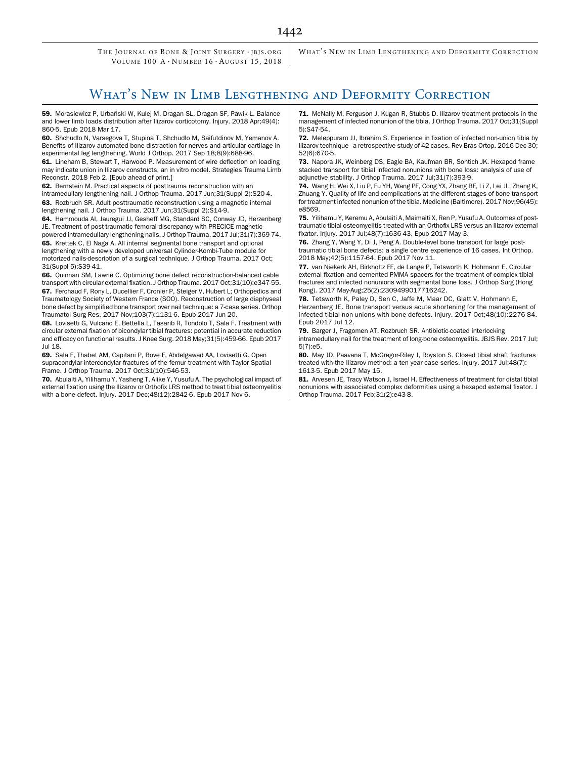# What's New in Limb Lengthening and Deformity Correction

**59.** Morasiewicz P, Urbański W, Kulej M, Dragan SL, Dragan SF, Pawik Ł. Balance and lower limb loads distribution after Ilizarov corticotomy. Injury. 2018 Apr;49(4): 860-5. Epub 2018 Mar 17.

**60.** Shchudlo N, Varsegova T, Stupina T, Shchudlo M, Saifutdinov M, Yemanov A. Benefits of Ilizarov automated bone distraction for nerves and articular cartilage in experimental leg lengthening. World J Orthop. 2017 Sep 18;8(9):688-96.

**61.** Lineham B, Stewart T, Harwood P. Measurement of wire deflection on loading may indicate union in Ilizarov constructs, an in vitro model. Strategies Trauma Limb Reconstr. 2018 Feb 2. [Epub ahead of print.]

**62.** Bernstein M. Practical aspects of posttrauma reconstruction with an intramedullary lengthening nail. J Orthop Trauma. 2017 Jun;31(Suppl 2):S20-4.

**63.** Rozbruch SR. Adult posttraumatic reconstruction using a magnetic internal lengthening nail. J Orthop Trauma. 2017 Jun;31(Suppl 2):S14-9.

**64.** Hammouda AI, Jauregui JJ, Gesheff MG, Standard SC, Conway JD, Herzenberg JE. Treatment of post-traumatic femoral discrepancy with PRECICE magnetic-powered intramedullary lengthening nails. J Orthop Trauma. 2017 Jul;31(7):369-74.

**65.** Krettek C, El Naga A. All internal segmental bone transport and optional lengthening with a newly developed universal Cylinder-Kombi-Tube module for motorized nails-description of a surgical technique. J Orthop Trauma. 2017 Oct; 31(Suppl 5):S39-41.

**66.** Quinnan SM, Lawrie C. Optimizing bone defect reconstruction-balanced cable transport with circular external fixation. J Orthop Trauma. 2017 Oct;31(10):e347-55.

**67.** Ferchaud F, Rony L, Ducellier F, Cronier P, Steiger V, Hubert L; Orthopedics and Traumatology Society of Western France (SOO). Reconstruction of large diaphyseal bone defect by simplified bone transport over nail technique: a 7-case series. Orthop Traumatol Surg Res. 2017 Nov;103(7):1131-6. Epub 2017 Jun 20.

**68.** Lovisetti G, Vulcano E, Bettella L, Tasarib R, Tondolo T, Sala F. Treatment with circular external fixation of bicondylar tibial fractures: potential in accurate reduction and efficacy on functional results. J Knee Surg. 2018 May;31(5):459-66. Epub 2017 Jul 18.

**69.** Sala F, Thabet AM, Capitani P, Bove F, Abdelgawad AA, Lovisetti G. Open supracondylar-intercondylar fractures of the femur treatment with Taylor Spatial Frame. J Orthop Trauma. 2017 Oct;31(10):546-53.

**70.** Abulaiti A, Yilihamu Y, Yasheng T, Alike Y, Yusufu A. The psychological impact of external fixation using the Ilizarov or Orthofix LRS method to treat tibial osteomyelitis with a bone defect. Injury. 2017 Dec;48(12):2842-6. Epub 2017 Nov 6.

**71.** McNally M, Ferguson J, Kugan R, Stubbs D. Ilizarov treatment protocols in the management of infected nonunion of the tibia. J Orthop Trauma. 2017 Oct;31(Suppl 5):S47-54.

**72.** Meleppuram JJ, Ibrahim S. Experience in fixation of infected non-union tibia by Ilizarov technique - a retrospective study of 42 cases. Rev Bras Ortop. 2016 Dec 30; 52(6):670-5.

**73.** Napora JK, Weinberg DS, Eagle BA, Kaufman BR, Sontich JK. Hexapod frame stacked transport for tibial infected nonunions with bone loss: analysis of use of adjunctive stability. J Orthop Trauma. 2017 Jul;31(7):393-9.

**74.** Wang H, Wei X, Liu P, Fu YH, Wang PF, Cong YX, Zhang BF, Li Z, Lei JL, Zhang K, Zhuang Y. Quality of life and complications at the different stages of bone transport for treatment infected nonunion of the tibia. Medicine (Baltimore). 2017 Nov;96(45): e8569.

**75.** Yilihamu Y, Keremu A, Abulaiti A, Maimaiti X, Ren P, Yusufu A. Outcomes of post-traumatic tibial osteomyelitis treated with an Orthofix LRS versus an Ilizarov external fixator. Injury. 2017 Jul;48(7):1636-43. Epub 2017 May 3.

**76.** Zhang Y, Wang Y, Di J, Peng A. Double-level bone transport for large post-traumatic tibial bone defects: a single centre experience of 16 cases. Int Orthop. 2018 May;42(5):1157-64. Epub 2017 Nov 11.

**77.** van Niekerk AH, Birkholtz FF, de Lange P, Tetsworth K, Hohmann E. Circular external fixation and cemented PMMA spacers for the treatment of complex tibial fractures and infected nonunions with segmental bone loss. J Orthop Surg (Hong Kong). 2017 May-Aug;25(2):2309499017716242.

**78.** Tetsworth K, Paley D, Sen C, Jaffe M, Maar DC, Glatt V, Hohmann E, Herzenberg JE. Bone transport versus acute shortening for the management of infected tibial non-unions with bone defects. Injury. 2017 Oct;48(10):2276-84. Epub 2017 Jul 12.

**79.** Barger J, Fragomen AT, Rozbruch SR. Antibiotic-coated interlocking intramedullary nail for the treatment of long-bone osteomyelitis. JBJS Rev. 2017 Jul; 5(7):e5.

**80.** May JD, Paavana T, McGregor-Riley J, Royston S. Closed tibial shaft fractures treated with the Ilizarov method: a ten year case series. Injury. 2017 Jul;48(7): 1613-5. Epub 2017 May 15.

**81.** Arvesen JE, Tracy Watson J, Israel H. Effectiveness of treatment for distal tibial nonunions with associated complex deformities using a hexapod external fixator. J Orthop Trauma. 2017 Feb;31(2):e43-8.